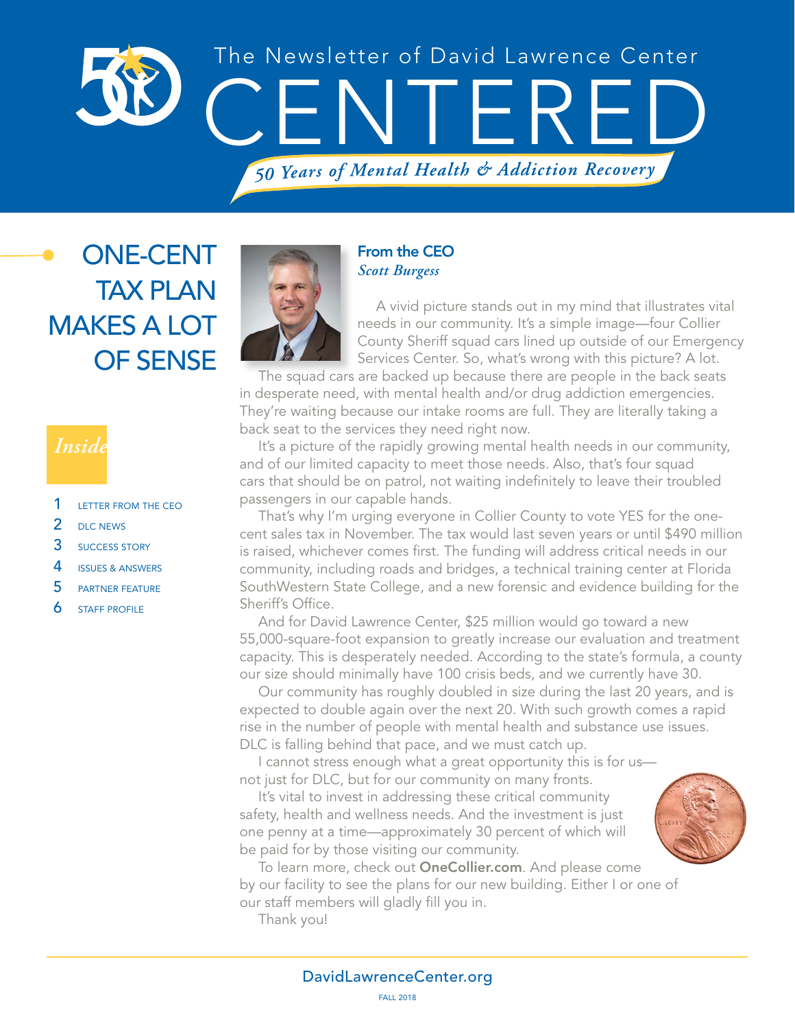The Newsletter of David Lawrence Center

# CENTERED

*50 Years of Mental Health & Addiction Recovery*

## ONE-CENT TAX PLAN MAKES A LOT OF SENSE

*Inside*

1. LETTER FROM THE CEO
2. DLC NEWS
3. SUCCESS STORY
4. ISSUES & ANSWERS
5. PARTNER FEATURE
6. STAFF PROFILE

### From the CEO
*Scott Burgess*

A vivid picture stands out in my mind that illustrates vital needs in our community. It's a simple image—four Collier County Sheriff squad cars lined up outside of our Emergency Services Center. So, what's wrong with this picture? A lot.

The squad cars are backed up because there are people in the back seats in desperate need, with mental health and/or drug addiction emergencies. They're waiting because our intake rooms are full. They are literally taking a back seat to the services they need right now.

It's a picture of the rapidly growing mental health needs in our community, and of our limited capacity to meet those needs. Also, that's four squad cars that should be on patrol, not waiting indefinitely to leave their troubled passengers in our capable hands.

That's why I'm urging everyone in Collier County to vote YES for the one-cent sales tax in November. The tax would last seven years or until $490 million is raised, whichever comes first. The funding will address critical needs in our community, including roads and bridges, a technical training center at Florida SouthWestern State College, and a new forensic and evidence building for the Sheriff's Office.

And for David Lawrence Center, $25 million would go toward a new 55,000-square-foot expansion to greatly increase our evaluation and treatment capacity. This is desperately needed. According to the state's formula, a county our size should minimally have 100 crisis beds, and we currently have 30.

Our community has roughly doubled in size during the last 20 years, and is expected to double again over the next 20. With such growth comes a rapid rise in the number of people with mental health and substance use issues. DLC is falling behind that pace, and we must catch up.

I cannot stress enough what a great opportunity this is for us—not just for DLC, but for our community on many fronts.

It's vital to invest in addressing these critical community safety, health and wellness needs. And the investment is just one penny at a time—approximately 30 percent of which will be paid for by those visiting our community.

To learn more, check out **OneCollier.com**. And please come by our facility to see the plans for our new building. Either I or one of our staff members will gladly fill you in.

Thank you!

DavidLawrenceCenter.org

FALL 2018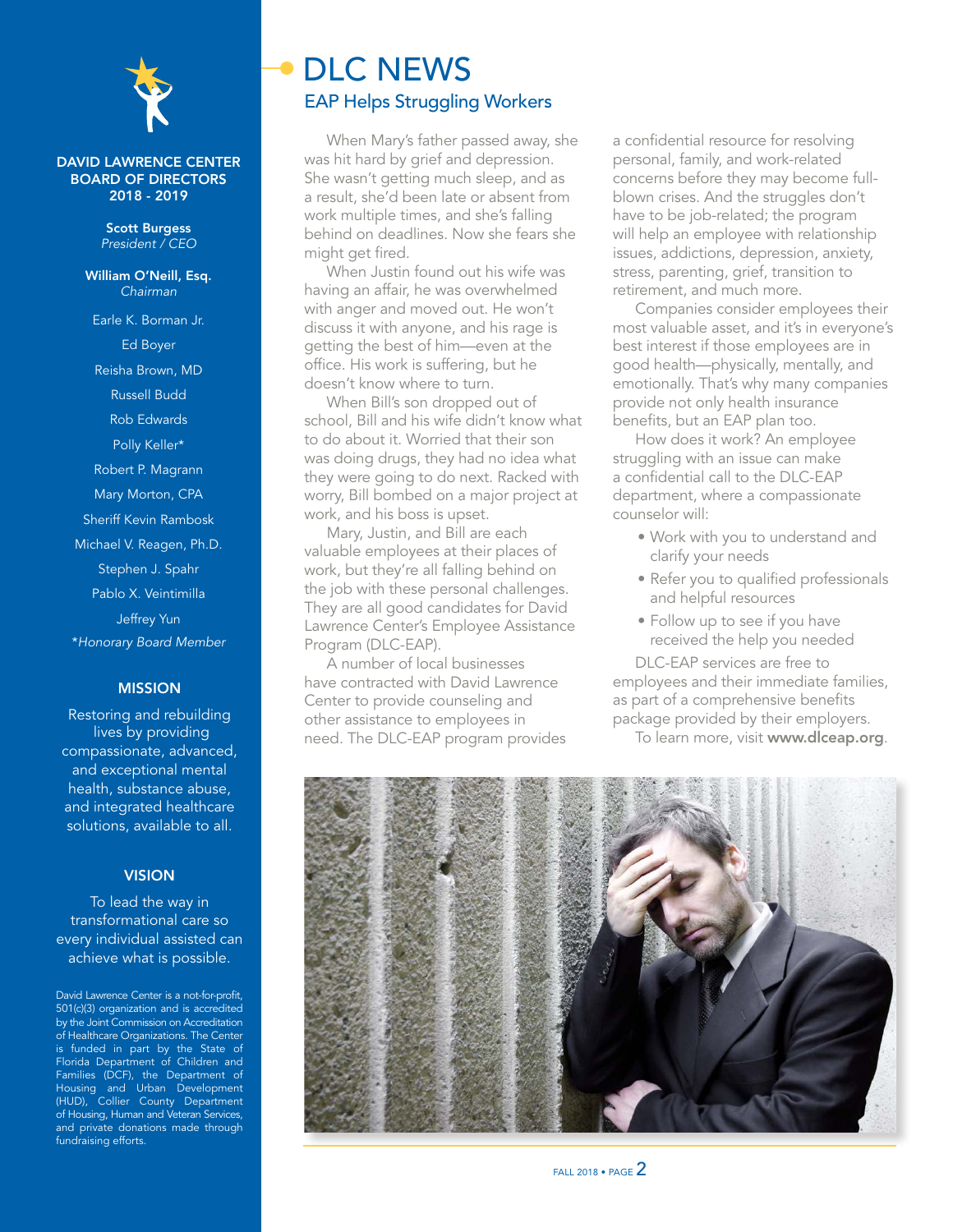**DAVID LAWRENCE CENTER BOARD OF DIRECTORS 2018 - 2019**

**Scott Burgess**
*President / CEO*

**William O'Neill, Esq.**
*Chairman*

Earle K. Borman Jr.

Ed Boyer

Reisha Brown, MD

Russell Budd

Rob Edwards

Polly Keller*

Robert P. Magrann

Mary Morton, CPA

Sheriff Kevin Rambosk

Michael V. Reagen, Ph.D.

Stephen J. Spahr

Pablo X. Veintimilla

Jeffrey Yun

*\*Honorary Board Member*

### MISSION

Restoring and rebuilding lives by providing compassionate, advanced, and exceptional mental health, substance abuse, and integrated healthcare solutions, available to all.

### VISION

To lead the way in transformational care so every individual assisted can achieve what is possible.

David Lawrence Center is a not-for-profit, 501(c)(3) organization and is accredited by the Joint Commission on Accreditation of Healthcare Organizations. The Center is funded in part by the State of Florida Department of Children and Families (DCF), the Department of Housing and Urban Development (HUD), Collier County Department of Housing, Human and Veteran Services, and private donations made through fundraising efforts.

# DLC NEWS

## EAP Helps Struggling Workers

When Mary's father passed away, she was hit hard by grief and depression. She wasn't getting much sleep, and as a result, she'd been late or absent from work multiple times, and she's falling behind on deadlines. Now she fears she might get fired.

When Justin found out his wife was having an affair, he was overwhelmed with anger and moved out. He won't discuss it with anyone, and his rage is getting the best of him—even at the office. His work is suffering, but he doesn't know where to turn.

When Bill's son dropped out of school, Bill and his wife didn't know what to do about it. Worried that their son was doing drugs, they had no idea what they were going to do next. Racked with worry, Bill bombed on a major project at work, and his boss is upset.

Mary, Justin, and Bill are each valuable employees at their places of work, but they're all falling behind on the job with these personal challenges. They are all good candidates for David Lawrence Center's Employee Assistance Program (DLC-EAP).

A number of local businesses have contracted with David Lawrence Center to provide counseling and other assistance to employees in need. The DLC-EAP program provides a confidential resource for resolving personal, family, and work-related concerns before they may become full-blown crises. And the struggles don't have to be job-related; the program will help an employee with relationship issues, addictions, depression, anxiety, stress, parenting, grief, transition to retirement, and much more.

Companies consider employees their most valuable asset, and it's in everyone's best interest if those employees are in good health—physically, mentally, and emotionally. That's why many companies provide not only health insurance benefits, but an EAP plan too.

How does it work? An employee struggling with an issue can make a confidential call to the DLC-EAP department, where a compassionate counselor will:

- Work with you to understand and clarify your needs
- Refer you to qualified professionals and helpful resources
- Follow up to see if you have received the help you needed

DLC-EAP services are free to employees and their immediate families, as part of a comprehensive benefits package provided by their employers.

To learn more, visit **www.dlceap.org**.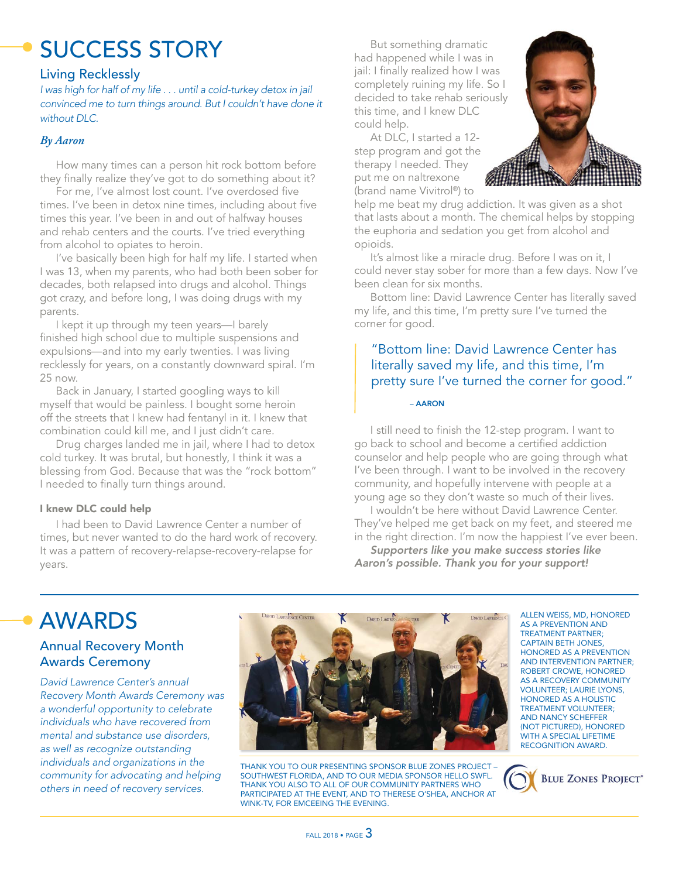# SUCCESS STORY

## Living Recklessly

*I was high for half of my life . . . until a cold-turkey detox in jail convinced me to turn things around. But I couldn't have done it without DLC.*

***By Aaron***

How many times can a person hit rock bottom before they finally realize they've got to do something about it?

For me, I've almost lost count. I've overdosed five times. I've been in detox nine times, including about five times this year. I've been in and out of halfway houses and rehab centers and the courts. I've tried everything from alcohol to opiates to heroin.

I've basically been high for half my life. I started when I was 13, when my parents, who had both been sober for decades, both relapsed into drugs and alcohol. Things got crazy, and before long, I was doing drugs with my parents.

I kept it up through my teen years—I barely finished high school due to multiple suspensions and expulsions—and into my early twenties. I was living recklessly for years, on a constantly downward spiral. I'm 25 now.

Back in January, I started googling ways to kill myself that would be painless. I bought some heroin off the streets that I knew had fentanyl in it. I knew that combination could kill me, and I just didn't care.

Drug charges landed me in jail, where I had to detox cold turkey. It was brutal, but honestly, I think it was a blessing from God. Because that was the "rock bottom" I needed to finally turn things around.

### I knew DLC could help

I had been to David Lawrence Center a number of times, but never wanted to do the hard work of recovery. It was a pattern of recovery-relapse-recovery-relapse for years.

But something dramatic had happened while I was in jail: I finally realized how I was completely ruining my life. So I decided to take rehab seriously this time, and I knew DLC could help.

At DLC, I started a 12-step program and got the therapy I needed. They put me on naltrexone (brand name Vivitrol®) to help me beat my drug addiction. It was given as a shot that lasts about a month. The chemical helps by stopping the euphoria and sedation you get from alcohol and opioids.

It's almost like a miracle drug. Before I was on it, I could never stay sober for more than a few days. Now I've been clean for six months.

Bottom line: David Lawrence Center has literally saved my life, and this time, I'm pretty sure I've turned the corner for good.

> "Bottom line: David Lawrence Center has literally saved my life, and this time, I'm pretty sure I've turned the corner for good."
>
> – AARON

I still need to finish the 12-step program. I want to go back to school and become a certified addiction counselor and help people who are going through what I've been through. I want to be involved in the recovery community, and hopefully intervene with people at a young age so they don't waste so much of their lives.

I wouldn't be here without David Lawrence Center. They've helped me get back on my feet, and steered me in the right direction. I'm now the happiest I've ever been.

***Supporters like you make success stories like Aaron's possible. Thank you for your support!***

# AWARDS

## Annual Recovery Month Awards Ceremony

*David Lawrence Center's annual Recovery Month Awards Ceremony was a wonderful opportunity to celebrate individuals who have recovered from mental and substance use disorders, as well as recognize outstanding individuals and organizations in the community for advocating and helping others in need of recovery services.*

ALLEN WEISS, MD, HONORED AS A PREVENTION AND TREATMENT PARTNER; CAPTAIN BETH JONES, HONORED AS A PREVENTION AND INTERVENTION PARTNER; ROBERT CROWE, HONORED AS A RECOVERY COMMUNITY VOLUNTEER; LAURIE LYONS, HONORED AS A HOLISTIC TREATMENT VOLUNTEER; AND NANCY SCHEFFER (NOT PICTURED), HONORED WITH A SPECIAL LIFETIME RECOGNITION AWARD.

THANK YOU TO OUR PRESENTING SPONSOR BLUE ZONES PROJECT – SOUTHWEST FLORIDA, AND TO OUR MEDIA SPONSOR HELLO SWFL. THANK YOU ALSO TO ALL OF OUR COMMUNITY PARTNERS WHO PARTICIPATED AT THE EVENT, AND TO THERESE O'SHEA, ANCHOR AT WINK-TV, FOR EMCEEING THE EVENING.

BLUE ZONES PROJECT®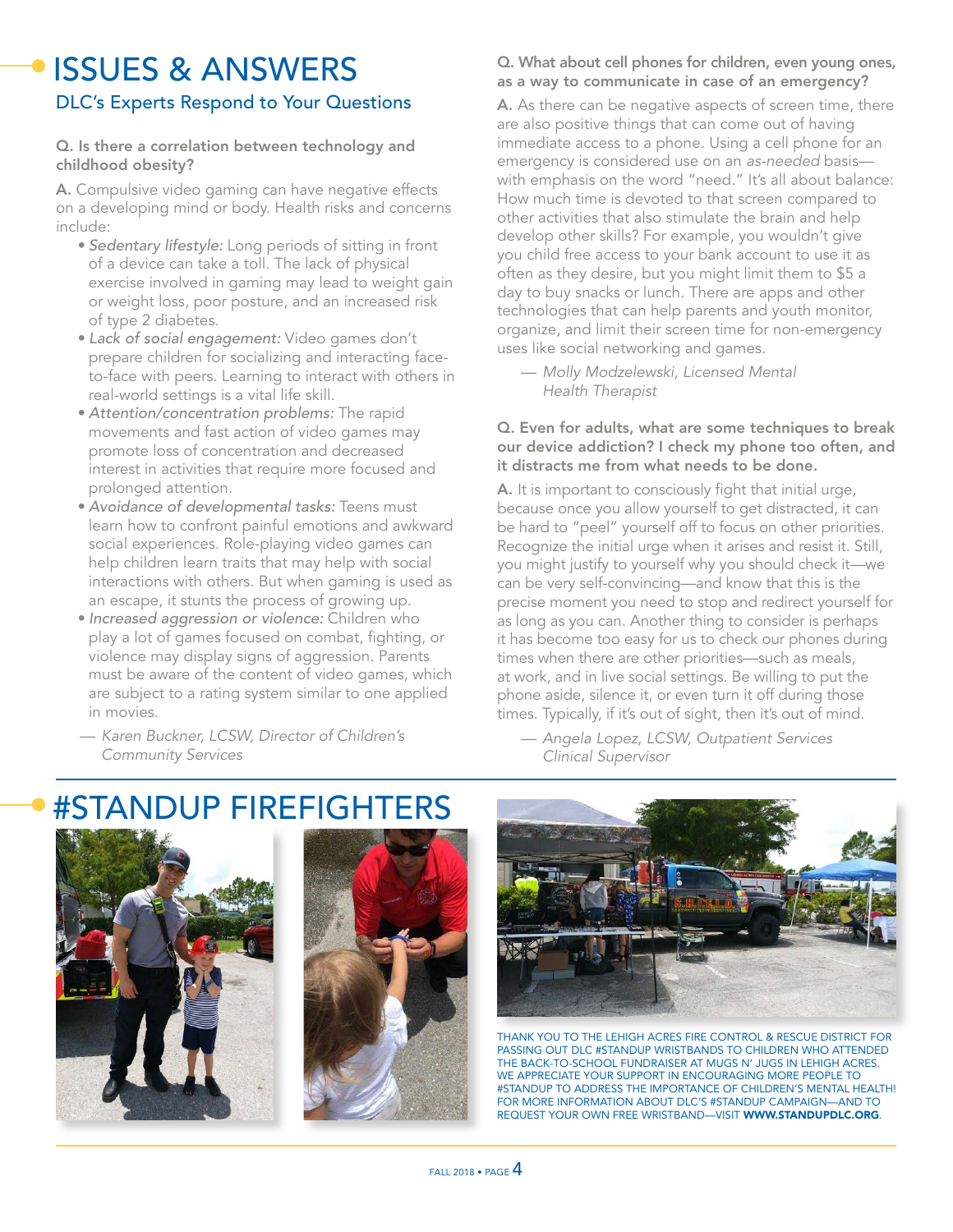# ISSUES & ANSWERS

## DLC's Experts Respond to Your Questions

**Q. Is there a correlation between technology and childhood obesity?**

**A.** Compulsive video gaming can have negative effects on a developing mind or body. Health risks and concerns include:

- *Sedentary lifestyle:* Long periods of sitting in front of a device can take a toll. The lack of physical exercise involved in gaming may lead to weight gain or weight loss, poor posture, and an increased risk of type 2 diabetes.
- *Lack of social engagement:* Video games don't prepare children for socializing and interacting face-to-face with peers. Learning to interact with others in real-world settings is a vital life skill.
- *Attention/concentration problems:* The rapid movements and fast action of video games may promote loss of concentration and decreased interest in activities that require more focused and prolonged attention.
- *Avoidance of developmental tasks:* Teens must learn how to confront painful emotions and awkward social experiences. Role-playing video games can help children learn traits that may help with social interactions with others. But when gaming is used as an escape, it stunts the process of growing up.
- *Increased aggression or violence:* Children who play a lot of games focused on combat, fighting, or violence may display signs of aggression. Parents must be aware of the content of video games, which are subject to a rating system similar to one applied in movies.

— *Karen Buckner, LCSW, Director of Children's Community Services*

**Q. What about cell phones for children, even young ones, as a way to communicate in case of an emergency?**

**A.** As there can be negative aspects of screen time, there are also positive things that can come out of having immediate access to a phone. Using a cell phone for an emergency is considered use on an *as-needed* basis—with emphasis on the word "need." It's all about balance: How much time is devoted to that screen compared to other activities that also stimulate the brain and help develop other skills? For example, you wouldn't give you child free access to your bank account to use it as often as they desire, but you might limit them to $5 a day to buy snacks or lunch. There are apps and other technologies that can help parents and youth monitor, organize, and limit their screen time for non-emergency uses like social networking and games.

— *Molly Modzelewski, Licensed Mental Health Therapist*

**Q. Even for adults, what are some techniques to break our device addiction? I check my phone too often, and it distracts me from what needs to be done.**

**A.** It is important to consciously fight that initial urge, because once you allow yourself to get distracted, it can be hard to "peel" yourself off to focus on other priorities. Recognize the initial urge when it arises and resist it. Still, you might justify to yourself why you should check it—we can be very self-convincing—and know that this is the precise moment you need to stop and redirect yourself for as long as you can. Another thing to consider is perhaps it has become too easy for us to check our phones during times when there are other priorities—such as meals, at work, and in live social settings. Be willing to put the phone aside, silence it, or even turn it off during those times. Typically, if it's out of sight, then it's out of mind.

— *Angela Lopez, LCSW, Outpatient Services Clinical Supervisor*

# #STANDUP FIREFIGHTERS

THANK YOU TO THE LEHIGH ACRES FIRE CONTROL & RESCUE DISTRICT FOR PASSING OUT DLC #STANDUP WRISTBANDS TO CHILDREN WHO ATTENDED THE BACK-TO-SCHOOL FUNDRAISER AT MUGS N' JUGS IN LEHIGH ACRES. WE APPRECIATE YOUR SUPPORT IN ENCOURAGING MORE PEOPLE TO #STANDUP TO ADDRESS THE IMPORTANCE OF CHILDREN'S MENTAL HEALTH! FOR MORE INFORMATION ABOUT DLC'S #STANDUP CAMPAIGN—AND TO REQUEST YOUR OWN FREE WRISTBAND—VISIT **WWW.STANDUPDLC.ORG**.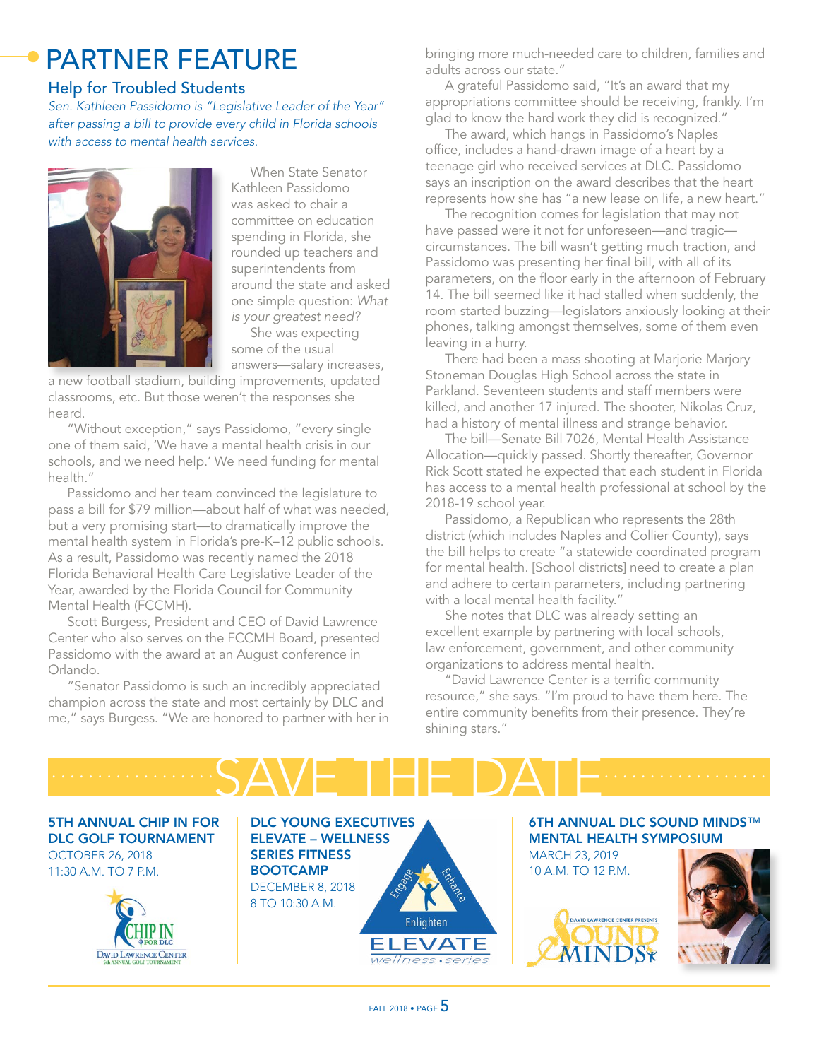# PARTNER FEATURE

## Help for Troubled Students

*Sen. Kathleen Passidomo is "Legislative Leader of the Year" after passing a bill to provide every child in Florida schools with access to mental health services.*

When State Senator Kathleen Passidomo was asked to chair a committee on education spending in Florida, she rounded up teachers and superintendents from around the state and asked one simple question: *What is your greatest need?*

She was expecting some of the usual answers—salary increases, a new football stadium, building improvements, updated classrooms, etc. But those weren't the responses she heard.

"Without exception," says Passidomo, "every single one of them said, 'We have a mental health crisis in our schools, and we need help.' We need funding for mental health."

Passidomo and her team convinced the legislature to pass a bill for $79 million—about half of what was needed, but a very promising start—to dramatically improve the mental health system in Florida's pre-K–12 public schools. As a result, Passidomo was recently named the 2018 Florida Behavioral Health Care Legislative Leader of the Year, awarded by the Florida Council for Community Mental Health (FCCMH).

Scott Burgess, President and CEO of David Lawrence Center who also serves on the FCCMH Board, presented Passidomo with the award at an August conference in Orlando.

"Senator Passidomo is such an incredibly appreciated champion across the state and most certainly by DLC and me," says Burgess. "We are honored to partner with her in bringing more much-needed care to children, families and adults across our state."

A grateful Passidomo said, "It's an award that my appropriations committee should be receiving, frankly. I'm glad to know the hard work they did is recognized."

The award, which hangs in Passidomo's Naples office, includes a hand-drawn image of a heart by a teenage girl who received services at DLC. Passidomo says an inscription on the award describes that the heart represents how she has "a new lease on life, a new heart."

The recognition comes for legislation that may not have passed were it not for unforeseen—and tragic—circumstances. The bill wasn't getting much traction, and Passidomo was presenting her final bill, with all of its parameters, on the floor early in the afternoon of February 14. The bill seemed like it had stalled when suddenly, the room started buzzing—legislators anxiously looking at their phones, talking amongst themselves, some of them even leaving in a hurry.

There had been a mass shooting at Marjorie Marjory Stoneman Douglas High School across the state in Parkland. Seventeen students and staff members were killed, and another 17 injured. The shooter, Nikolas Cruz, had a history of mental illness and strange behavior.

The bill—Senate Bill 7026, Mental Health Assistance Allocation—quickly passed. Shortly thereafter, Governor Rick Scott stated he expected that each student in Florida has access to a mental health professional at school by the 2018-19 school year.

Passidomo, a Republican who represents the 28th district (which includes Naples and Collier County), says the bill helps to create "a statewide coordinated program for mental health. [School districts] need to create a plan and adhere to certain parameters, including partnering with a local mental health facility."

She notes that DLC was already setting an excellent example by partnering with local schools, law enforcement, government, and other community organizations to address mental health.

"David Lawrence Center is a terrific community resource," she says. "I'm proud to have them here. The entire community benefits from their presence. They're shining stars."

# SAVE THE DATE

**5TH ANNUAL CHIP IN FOR DLC GOLF TOURNAMENT**
OCTOBER 26, 2018
11:30 A.M. TO 7 P.M.

**DLC YOUNG EXECUTIVES ELEVATE – WELLNESS SERIES FITNESS BOOTCAMP**
DECEMBER 8, 2018
8 TO 10:30 A.M.

**6TH ANNUAL DLC SOUND MINDS™ MENTAL HEALTH SYMPOSIUM**
MARCH 23, 2019
10 A.M. TO 12 P.M.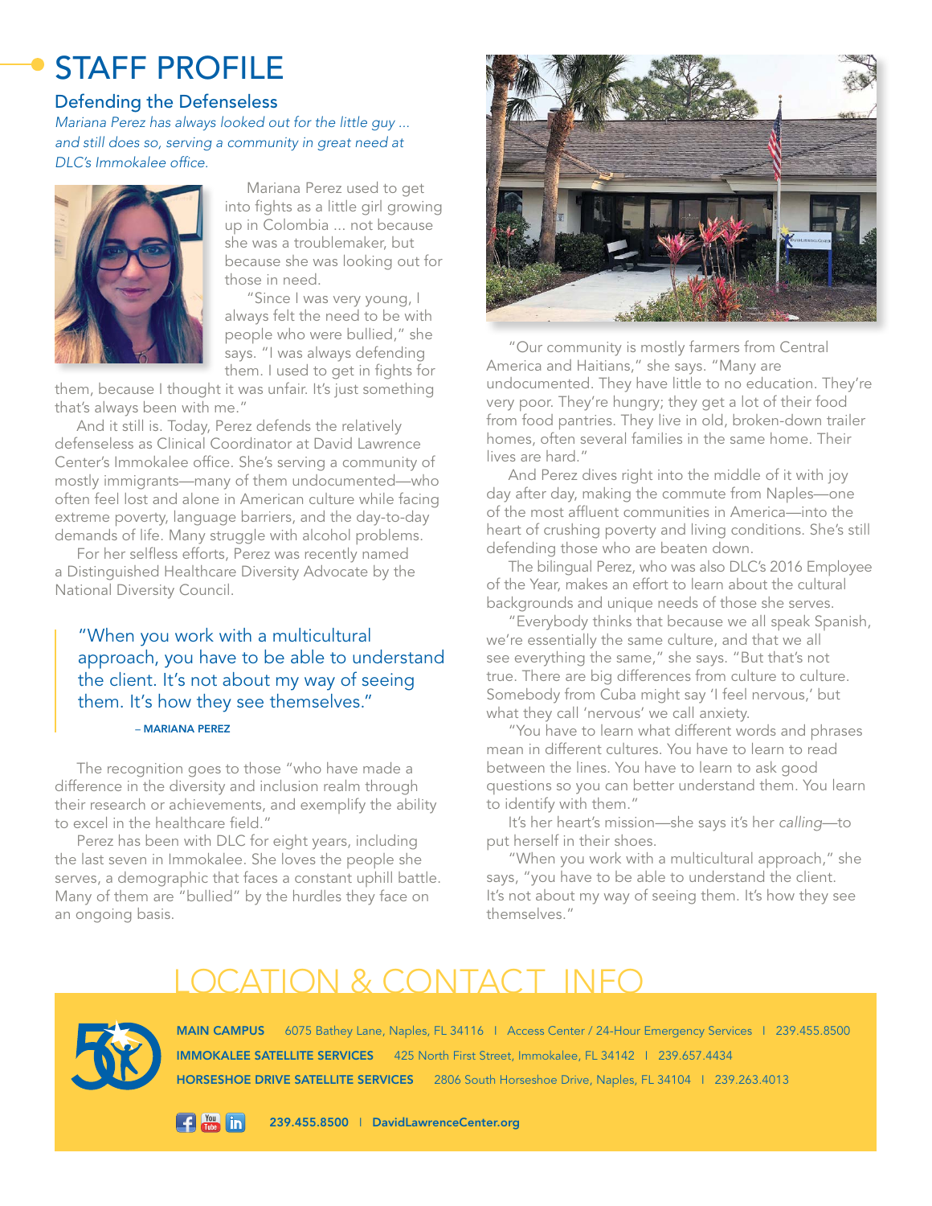# STAFF PROFILE

## Defending the Defenseless

*Mariana Perez has always looked out for the little guy ... and still does so, serving a community in great need at DLC's Immokalee office.*

Mariana Perez used to get into fights as a little girl growing up in Colombia ... not because she was a troublemaker, but because she was looking out for those in need.

"Since I was very young, I always felt the need to be with people who were bullied," she says. "I was always defending them. I used to get in fights for them, because I thought it was unfair. It's just something that's always been with me."

And it still is. Today, Perez defends the relatively defenseless as Clinical Coordinator at David Lawrence Center's Immokalee office. She's serving a community of mostly immigrants—many of them undocumented—who often feel lost and alone in American culture while facing extreme poverty, language barriers, and the day-to-day demands of life. Many struggle with alcohol problems.

For her selfless efforts, Perez was recently named a Distinguished Healthcare Diversity Advocate by the National Diversity Council.

> "When you work with a multicultural approach, you have to be able to understand the client. It's not about my way of seeing them. It's how they see themselves."
>
> – **MARIANA PEREZ**

The recognition goes to those "who have made a difference in the diversity and inclusion realm through their research or achievements, and exemplify the ability to excel in the healthcare field."

Perez has been with DLC for eight years, including the last seven in Immokalee. She loves the people she serves, a demographic that faces a constant uphill battle. Many of them are "bullied" by the hurdles they face on an ongoing basis.

"Our community is mostly farmers from Central America and Haitians," she says. "Many are undocumented. They have little to no education. They're very poor. They're hungry; they get a lot of their food from food pantries. They live in old, broken-down trailer homes, often several families in the same home. Their lives are hard."

And Perez dives right into the middle of it with joy day after day, making the commute from Naples—one of the most affluent communities in America—into the heart of crushing poverty and living conditions. She's still defending those who are beaten down.

The bilingual Perez, who was also DLC's 2016 Employee of the Year, makes an effort to learn about the cultural backgrounds and unique needs of those she serves.

"Everybody thinks that because we all speak Spanish, we're essentially the same culture, and that we all see everything the same," she says. "But that's not true. There are big differences from culture to culture. Somebody from Cuba might say 'I feel nervous,' but what they call 'nervous' we call anxiety.

"You have to learn what different words and phrases mean in different cultures. You have to learn to read between the lines. You have to learn to ask good questions so you can better understand them. You learn to identify with them."

It's her heart's mission—she says it's her *calling*—to put herself in their shoes.

"When you work with a multicultural approach," she says, "you have to be able to understand the client. It's not about my way of seeing them. It's how they see themselves."

## LOCATION & CONTACT INFO

**MAIN CAMPUS** 6075 Bathey Lane, Naples, FL 34116 | Access Center / 24-Hour Emergency Services | 239.455.8500

**IMMOKALEE SATELLITE SERVICES** 425 North First Street, Immokalee, FL 34142 | 239.657.4434

**HORSESHOE DRIVE SATELLITE SERVICES** 2806 South Horseshoe Drive, Naples, FL 34104 | 239.263.4013

**239.455.8500** | **DavidLawrenceCenter.org**